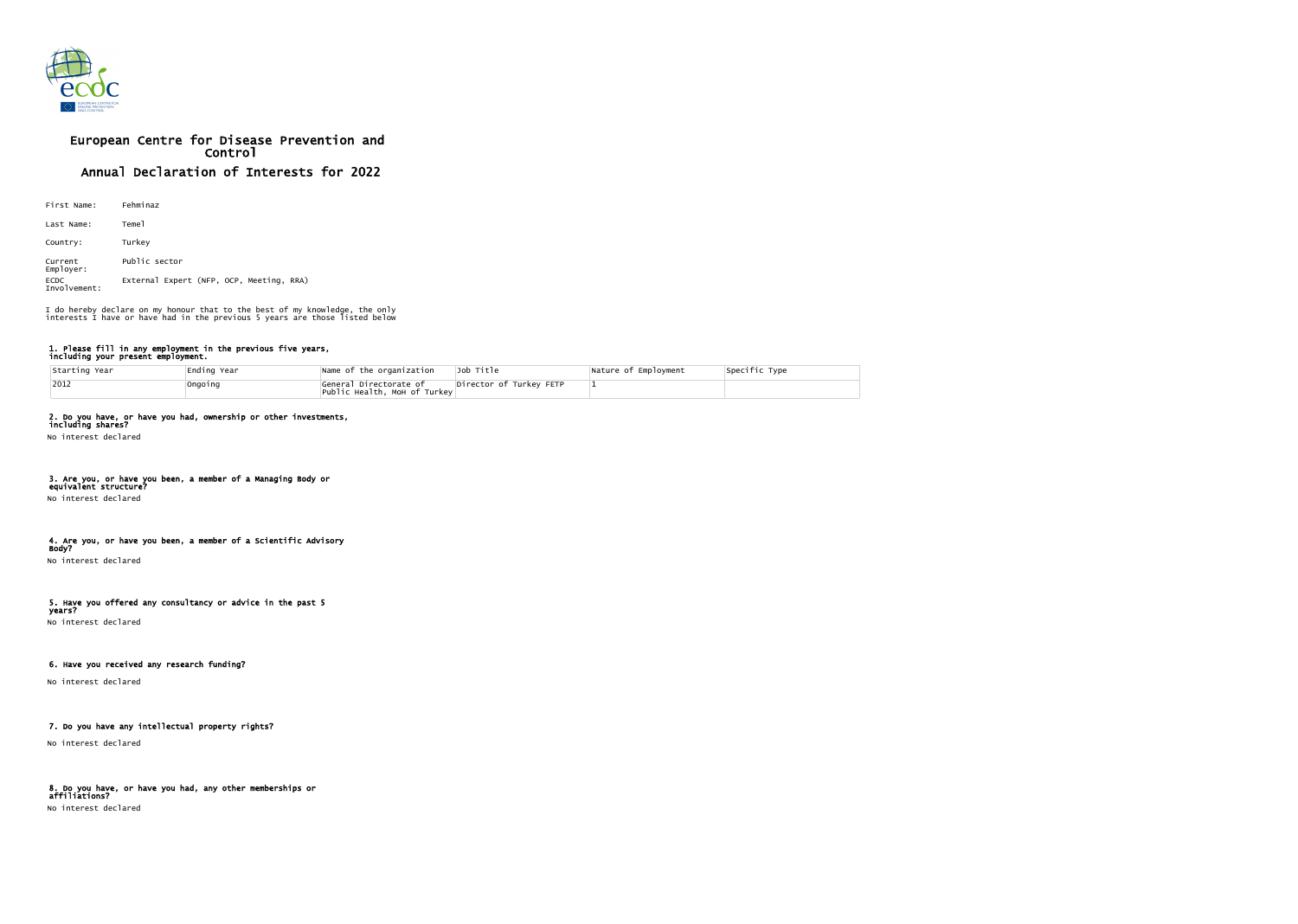# European Centre for Disease Prevention and Control

## Annual Declaration of Interests for 2022

First Name: Fehminaz

Last Name: Temel

Country: Turkey

Current Employer: Public sector

ECDC Involvement: External Expert (NFP, OCP, Meeting, RRA)

I do hereby declare on my honour that to the best of my knowledge, the only interests I have or have had in the previous 5 years are those listed below

### 1. Please fill in any employment in the previous five years, including your present employment.

| Starting Year | Ending Year | Name of the organization | Job Title | Nature of Employment | Specific Type |
|---|---|---|---|---|---|
| 2012 | Ongoing | General Directorate of Public Health, MoH of Turkey | Director of Turkey FETP | 1 | |

### 2. Do you have, or have you had, ownership or other investments, including shares?

No interest declared

### 3. Are you, or have you been, a member of a Managing Body or equivalent structure?

No interest declared

### 4. Are you, or have you been, a member of a Scientific Advisory Body?

No interest declared

### 5. Have you offered any consultancy or advice in the past 5 years?

No interest declared

### 6. Have you received any research funding?

No interest declared

### 7. Do you have any intellectual property rights?

No interest declared

### 8. Do you have, or have you had, any other memberships or affiliations?

No interest declared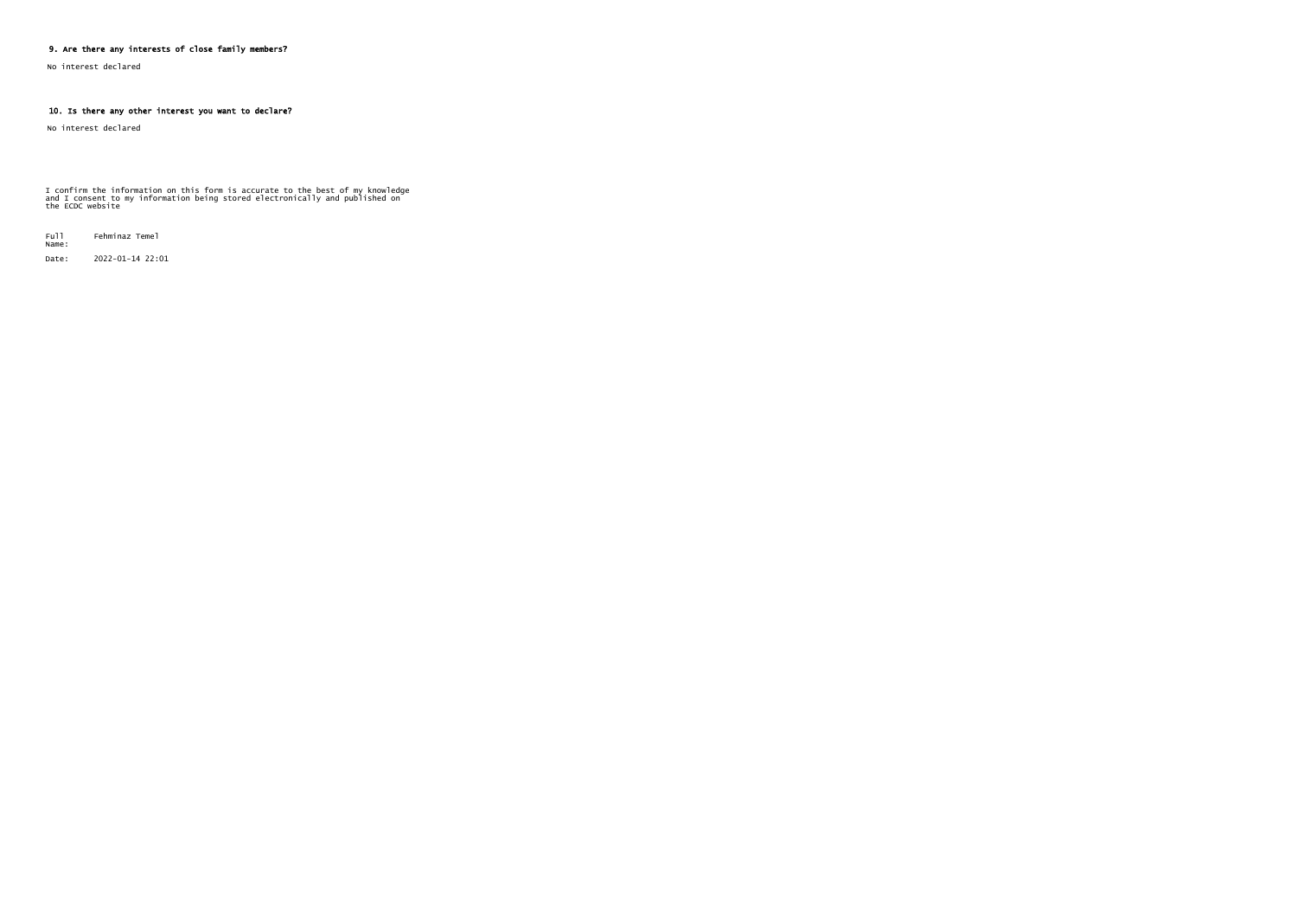### 9. Are there any interests of close family members?

No interest declared

### 10. Is there any other interest you want to declare?

No interest declared

I confirm the information on this form is accurate to the best of my knowledge and I consent to my information being stored electronically and published on the ECDC website

Full Name: Fehminaz Temel

Date: 2022-01-14 22:01